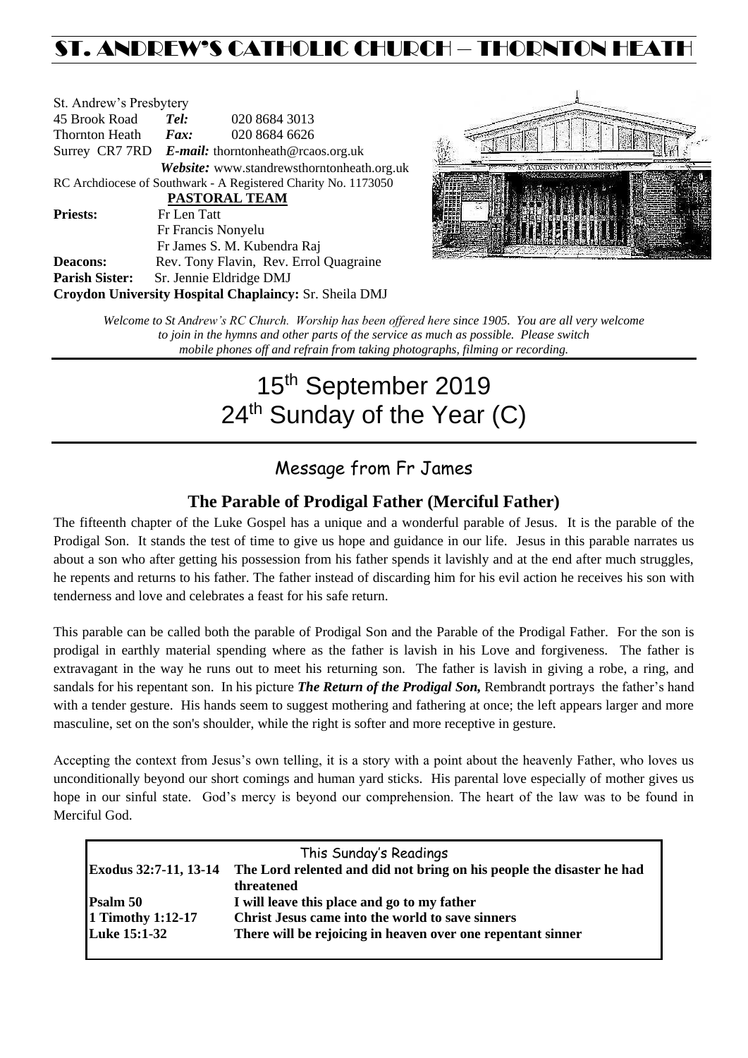# ST. ANDREW'S CATHOLIC CHURCH – THORNTON HEATH

St. Andrew's Presbytery
45 Brook Road *Tel:* 020 8684 3013
Thornton Heath *Fax:* 020 8684 6626
Surrey CR7 7RD *E-mail:* thorntonheath@rcaos.org.uk
*Website:* www.standrewsthorntonheath.org.uk
RC Archdiocese of Southwark - A Registered Charity No. 1173050

**PASTORAL TEAM**

**Priests:** Fr Len Tatt
Fr Francis Nonyelu
Fr James S. M. Kubendra Raj
**Deacons:** Rev. Tony Flavin, Rev. Errol Quagraine
**Parish Sister:** Sr. Jennie Eldridge DMJ
**Croydon University Hospital Chaplaincy:** Sr. Sheila DMJ

*Welcome to St Andrew's RC Church. Worship has been offered here since 1905. You are all very welcome to join in the hymns and other parts of the service as much as possible. Please switch mobile phones off and refrain from taking photographs, filming or recording.*

# 15th September 2019
# 24th Sunday of the Year (C)

## Message from Fr James

### The Parable of Prodigal Father (Merciful Father)

The fifteenth chapter of the Luke Gospel has a unique and a wonderful parable of Jesus. It is the parable of the Prodigal Son. It stands the test of time to give us hope and guidance in our life. Jesus in this parable narrates us about a son who after getting his possession from his father spends it lavishly and at the end after much struggles, he repents and returns to his father. The father instead of discarding him for his evil action he receives his son with tenderness and love and celebrates a feast for his safe return.

This parable can be called both the parable of Prodigal Son and the Parable of the Prodigal Father. For the son is prodigal in earthly material spending where as the father is lavish in his Love and forgiveness. The father is extravagant in the way he runs out to meet his returning son. The father is lavish in giving a robe, a ring, and sandals for his repentant son. In his picture ***The Return of the Prodigal Son,*** Rembrandt portrays the father's hand with a tender gesture. His hands seem to suggest mothering and fathering at once; the left appears larger and more masculine, set on the son's shoulder, while the right is softer and more receptive in gesture.

Accepting the context from Jesus's own telling, it is a story with a point about the heavenly Father, who loves us unconditionally beyond our short comings and human yard sticks. His parental love especially of mother gives us hope in our sinful state. God's mercy is beyond our comprehension. The heart of the law was to be found in Merciful God.

This Sunday's Readings

| | |
|---|---|
| **Exodus 32:7-11, 13-14** | **The Lord relented and did not bring on his people the disaster he had threatened** |
| **Psalm 50** | **I will leave this place and go to my father** |
| **1 Timothy 1:12-17** | **Christ Jesus came into the world to save sinners** |
| **Luke 15:1-32** | **There will be rejoicing in heaven over one repentant sinner** |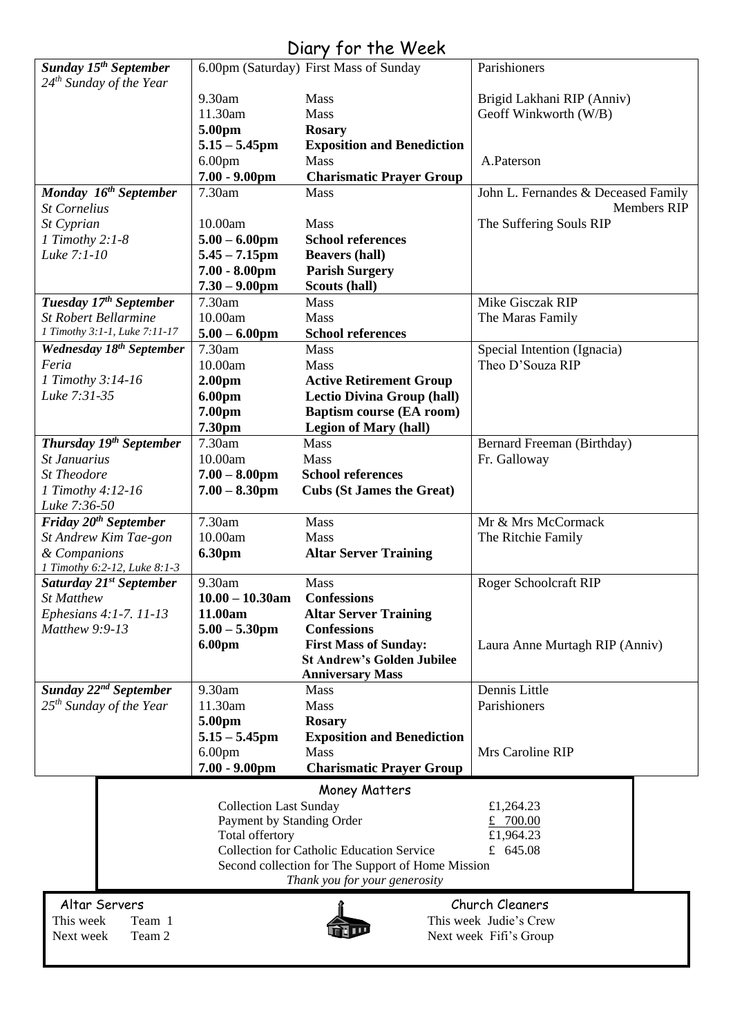# Diary for the Week

| Day | Time | Event | Intention |
|---|---|---|---|
| ***Sunday 15th September*** | 6.00pm (Saturday) | First Mass of Sunday | Parishioners |
| *24th Sunday of the Year* | 9.30am | Mass | Brigid Lakhani RIP (Anniv) |
| | 11.30am | Mass | Geoff Winkworth (W/B) |
| | **5.00pm** | **Rosary** | |
| | **5.15 – 5.45pm** | **Exposition and Benediction** | |
| | 6.00pm | Mass | A.Paterson |
| | **7.00 - 9.00pm** | **Charismatic Prayer Group** | |
| ***Monday 16th September*** | 7.30am | Mass | John L. Fernandes & Deceased Family Members RIP |
| *St Cornelius* | | | |
| *St Cyprian* | 10.00am | Mass | The Suffering Souls RIP |
| *1 Timothy 2:1-8* | **5.00 – 6.00pm** | **School references** | |
| *Luke 7:1-10* | **5.45 – 7.15pm** | **Beavers (hall)** | |
| | **7.00 - 8.00pm** | **Parish Surgery** | |
| | **7.30 – 9.00pm** | **Scouts (hall)** | |
| ***Tuesday 17th September*** | 7.30am | Mass | Mike Gisczak RIP |
| *St Robert Bellarmine* | 10.00am | Mass | The Maras Family |
| *1 Timothy 3:1-1, Luke 7:11-17* | **5.00 – 6.00pm** | **School references** | |
| ***Wednesday 18th September*** | 7.30am | Mass | Special Intention (Ignacia) |
| *Feria* | 10.00am | Mass | Theo D'Souza RIP |
| *1 Timothy 3:14-16* | **2.00pm** | **Active Retirement Group** | |
| *Luke 7:31-35* | **6.00pm** | **Lectio Divina Group (hall)** | |
| | **7.00pm** | **Baptism course (EA room)** | |
| | **7.30pm** | **Legion of Mary (hall)** | |
| ***Thursday 19th September*** | 7.30am | Mass | Bernard Freeman (Birthday) |
| *St Januarius* | 10.00am | Mass | Fr. Galloway |
| *St Theodore* | **7.00 – 8.00pm** | **School references** | |
| *1 Timothy 4:12-16* | **7.00 – 8.30pm** | **Cubs (St James the Great)** | |
| *Luke 7:36-50* | | | |
| ***Friday 20th September*** | 7.30am | Mass | Mr & Mrs McCormack |
| *St Andrew Kim Tae-gon* | 10.00am | Mass | The Ritchie Family |
| *& Companions* | **6.30pm** | **Altar Server Training** | |
| *1 Timothy 6:2-12, Luke 8:1-3* | | | |
| ***Saturday 21st September*** | 9.30am | Mass | Roger Schoolcraft RIP |
| *St Matthew* | **10.00 – 10.30am** | **Confessions** | |
| *Ephesians 4:1-7. 11-13* | **11.00am** | **Altar Server Training** | |
| *Matthew 9:9-13* | **5.00 – 5.30pm** | **Confessions** | |
| | **6.00pm** | **First Mass of Sunday: St Andrew's Golden Jubilee Anniversary Mass** | Laura Anne Murtagh RIP (Anniv) |
| ***Sunday 22nd September*** | 9.30am | Mass | Dennis Little |
| *25th Sunday of the Year* | 11.30am | Mass | Parishioners |
| | **5.00pm** | **Rosary** | |
| | **5.15 – 5.45pm** | **Exposition and Benediction** | |
| | 6.00pm | Mass | Mrs Caroline RIP |
| | **7.00 - 9.00pm** | **Charismatic Prayer Group** | |

## Money Matters

| | |
|---|---|
| Collection Last Sunday | £1,264.23 |
| Payment by Standing Order | £ 700.00 |
| Total offertory | £1,964.23 |
| Collection for Catholic Education Service | £ 645.08 |

Second collection for The Support of Home Mission

*Thank you for your generosity*

## Altar Servers

This week Team 1
Next week Team 2

## Church Cleaners

This week Judie's Crew
Next week Fifi's Group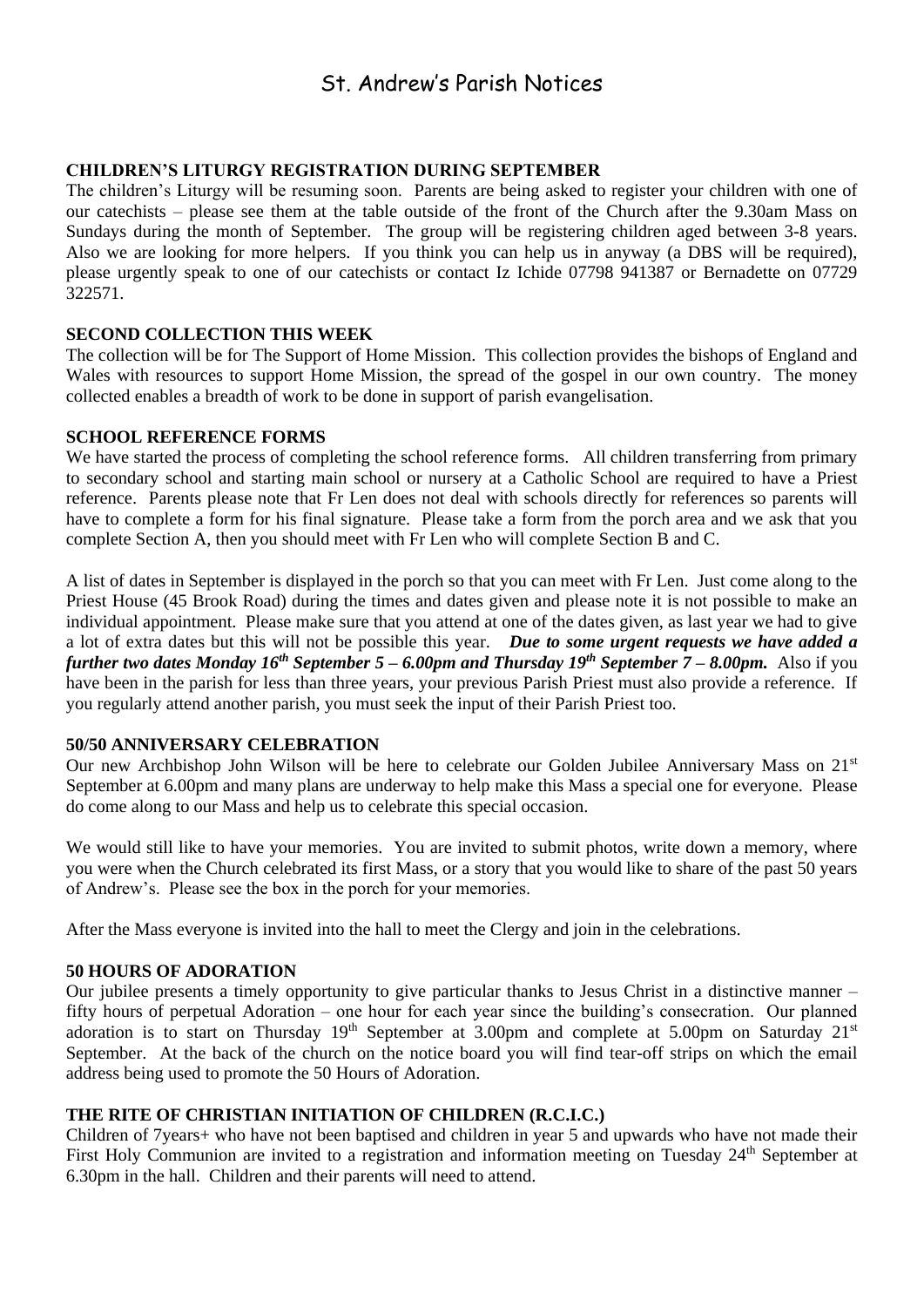# St. Andrew's Parish Notices

**CHILDREN'S LITURGY REGISTRATION DURING SEPTEMBER**

The children's Liturgy will be resuming soon. Parents are being asked to register your children with one of our catechists – please see them at the table outside of the front of the Church after the 9.30am Mass on Sundays during the month of September. The group will be registering children aged between 3-8 years. Also we are looking for more helpers. If you think you can help us in anyway (a DBS will be required), please urgently speak to one of our catechists or contact Iz Ichide 07798 941387 or Bernadette on 07729 322571.

**SECOND COLLECTION THIS WEEK**

The collection will be for The Support of Home Mission. This collection provides the bishops of England and Wales with resources to support Home Mission, the spread of the gospel in our own country. The money collected enables a breadth of work to be done in support of parish evangelisation.

**SCHOOL REFERENCE FORMS**

We have started the process of completing the school reference forms. All children transferring from primary to secondary school and starting main school or nursery at a Catholic School are required to have a Priest reference. Parents please note that Fr Len does not deal with schools directly for references so parents will have to complete a form for his final signature. Please take a form from the porch area and we ask that you complete Section A, then you should meet with Fr Len who will complete Section B and C.

A list of dates in September is displayed in the porch so that you can meet with Fr Len. Just come along to the Priest House (45 Brook Road) during the times and dates given and please note it is not possible to make an individual appointment. Please make sure that you attend at one of the dates given, as last year we had to give a lot of extra dates but this will not be possible this year. ***Due to some urgent requests we have added a further two dates Monday 16th September 5 – 6.00pm and Thursday 19th September 7 – 8.00pm.*** Also if you have been in the parish for less than three years, your previous Parish Priest must also provide a reference. If you regularly attend another parish, you must seek the input of their Parish Priest too.

**50/50 ANNIVERSARY CELEBRATION**

Our new Archbishop John Wilson will be here to celebrate our Golden Jubilee Anniversary Mass on 21st September at 6.00pm and many plans are underway to help make this Mass a special one for everyone. Please do come along to our Mass and help us to celebrate this special occasion.

We would still like to have your memories. You are invited to submit photos, write down a memory, where you were when the Church celebrated its first Mass, or a story that you would like to share of the past 50 years of Andrew's. Please see the box in the porch for your memories.

After the Mass everyone is invited into the hall to meet the Clergy and join in the celebrations.

**50 HOURS OF ADORATION**

Our jubilee presents a timely opportunity to give particular thanks to Jesus Christ in a distinctive manner – fifty hours of perpetual Adoration – one hour for each year since the building's consecration. Our planned adoration is to start on Thursday 19th September at 3.00pm and complete at 5.00pm on Saturday 21st September. At the back of the church on the notice board you will find tear-off strips on which the email address being used to promote the 50 Hours of Adoration.

**THE RITE OF CHRISTIAN INITIATION OF CHILDREN (R.C.I.C.)**

Children of 7years+ who have not been baptised and children in year 5 and upwards who have not made their First Holy Communion are invited to a registration and information meeting on Tuesday 24th September at 6.30pm in the hall. Children and their parents will need to attend.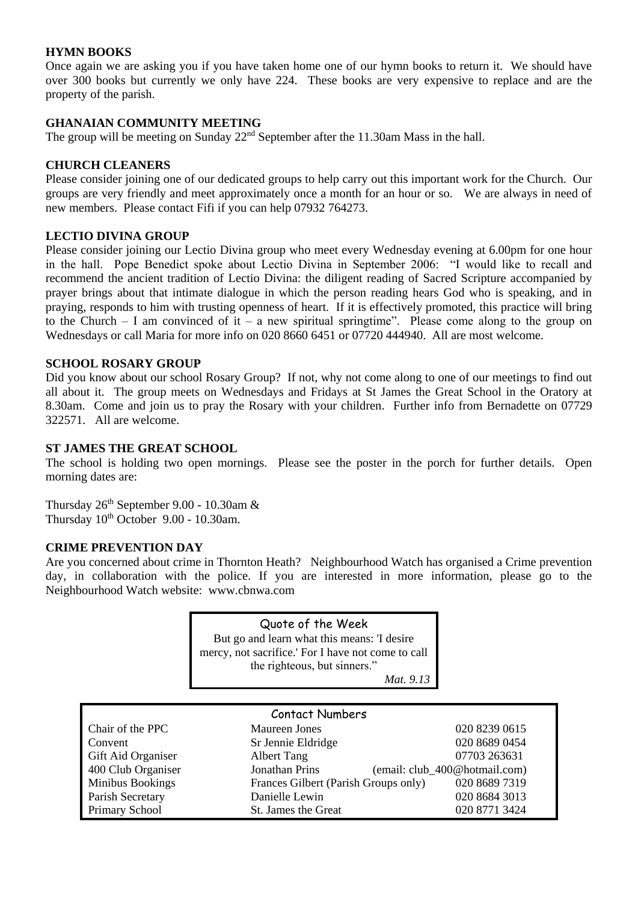**HYMN BOOKS**

Once again we are asking you if you have taken home one of our hymn books to return it. We should have over 300 books but currently we only have 224. These books are very expensive to replace and are the property of the parish.

**GHANAIAN COMMUNITY MEETING**

The group will be meeting on Sunday 22nd September after the 11.30am Mass in the hall.

**CHURCH CLEANERS**

Please consider joining one of our dedicated groups to help carry out this important work for the Church. Our groups are very friendly and meet approximately once a month for an hour or so. We are always in need of new members. Please contact Fifi if you can help 07932 764273.

**LECTIO DIVINA GROUP**

Please consider joining our Lectio Divina group who meet every Wednesday evening at 6.00pm for one hour in the hall. Pope Benedict spoke about Lectio Divina in September 2006: "I would like to recall and recommend the ancient tradition of Lectio Divina: the diligent reading of Sacred Scripture accompanied by prayer brings about that intimate dialogue in which the person reading hears God who is speaking, and in praying, responds to him with trusting openness of heart. If it is effectively promoted, this practice will bring to the Church – I am convinced of it – a new spiritual springtime". Please come along to the group on Wednesdays or call Maria for more info on 020 8660 6451 or 07720 444940. All are most welcome.

**SCHOOL ROSARY GROUP**

Did you know about our school Rosary Group? If not, why not come along to one of our meetings to find out all about it. The group meets on Wednesdays and Fridays at St James the Great School in the Oratory at 8.30am. Come and join us to pray the Rosary with your children. Further info from Bernadette on 07729 322571. All are welcome.

**ST JAMES THE GREAT SCHOOL**

The school is holding two open mornings. Please see the poster in the porch for further details. Open morning dates are:

Thursday 26th September 9.00 - 10.30am &
Thursday 10th October 9.00 - 10.30am.

**CRIME PREVENTION DAY**

Are you concerned about crime in Thornton Heath? Neighbourhood Watch has organised a Crime prevention day, in collaboration with the police. If you are interested in more information, please go to the Neighbourhood Watch website: www.cbnwa.com

Quote of the Week

But go and learn what this means: 'I desire mercy, not sacrifice.' For I have not come to call the righteous, but sinners."

*Mat. 9.13*

Contact Numbers

| | | |
|---|---|---|
| Chair of the PPC | Maureen Jones | 020 8239 0615 |
| Convent | Sr Jennie Eldridge | 020 8689 0454 |
| Gift Aid Organiser | Albert Tang | 07703 263631 |
| 400 Club Organiser | Jonathan Prins | (email: club_400@hotmail.com) |
| Minibus Bookings | Frances Gilbert (Parish Groups only) | 020 8689 7319 |
| Parish Secretary | Danielle Lewin | 020 8684 3013 |
| Primary School | St. James the Great | 020 8771 3424 |